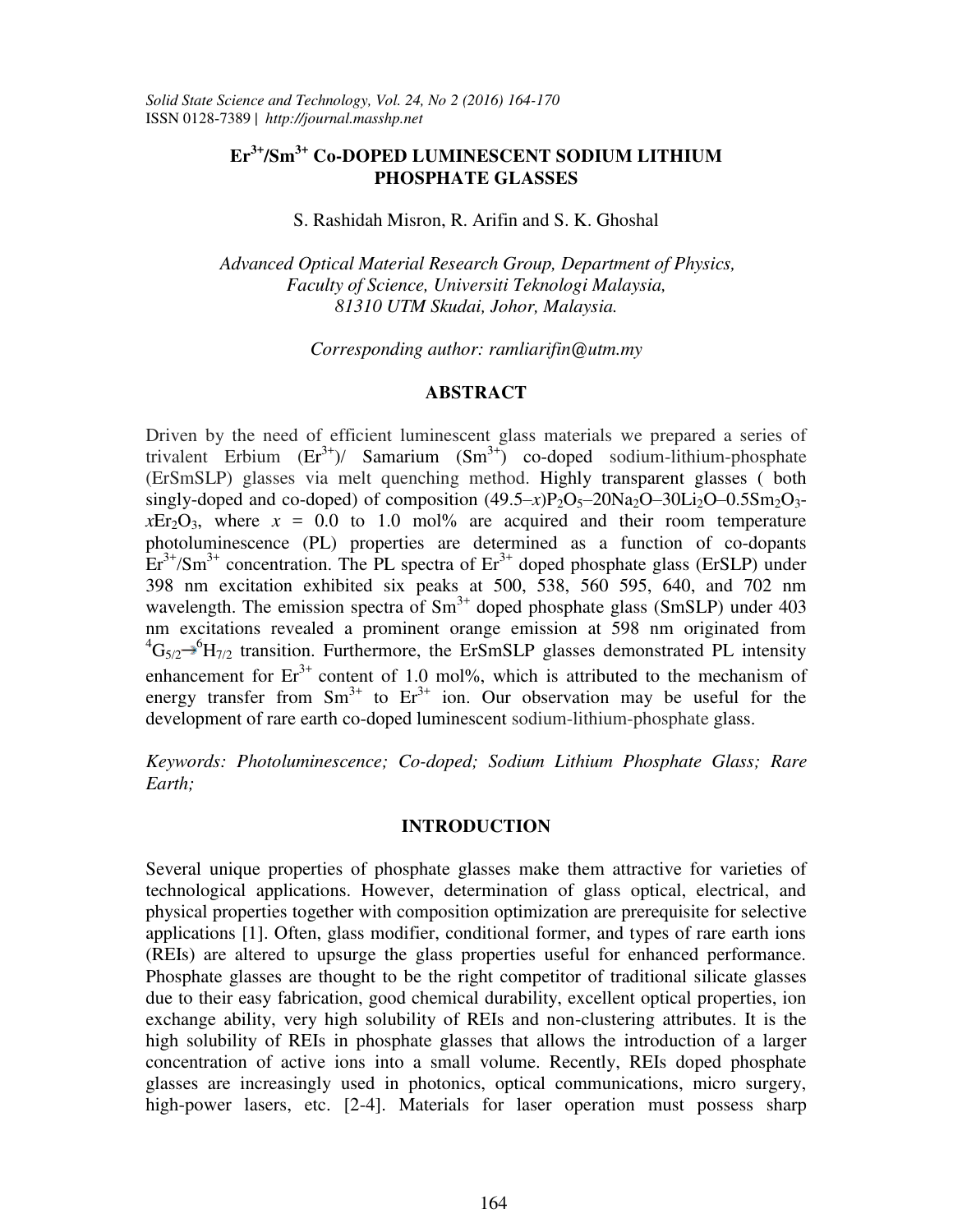# $Er^{3+}/Sm^{3+}$ Co-DOPED LUMINESCENT SODIUM LITHIUM PHOSPHATE GLASSES

S. Rashidah Misron, R. Arifin and S. K. Ghoshal

*Advanced Optical Material Research Group, Department of Physics, Faculty of Science, Universiti Teknologi Malaysia, 81310 UTM Skudai, Johor, Malaysia.*

*Corresponding author: ramliarifin@utm.my*

## ABSTRACT

Driven by the need of efficient luminescent glass materials we prepared a series of trivalent Erbium ($Er^{3+}$)/ Samarium ($Sm^{3+}$) co-doped sodium-lithium-phosphate (ErSmSLP) glasses via melt quenching method. Highly transparent glasses ( both singly-doped and co-doped) of composition $(49.5–x)P_2O_5–20Na_2O–30Li_2O–0.5Sm_2O_3$-$xEr_2O_3$, where $x$ = 0.0 to 1.0 mol% are acquired and their room temperature photoluminescence (PL) properties are determined as a function of co-dopants $Er^{3+}/Sm^{3+}$ concentration. The PL spectra of $Er^{3+}$ doped phosphate glass (ErSLP) under 398 nm excitation exhibited six peaks at 500, 538, 560 595, 640, and 702 nm wavelength. The emission spectra of $Sm^{3+}$ doped phosphate glass (SmSLP) under 403 nm excitations revealed a prominent orange emission at 598 nm originated from $^4G_{5/2} \rightarrow {}^6H_{7/2}$ transition. Furthermore, the ErSmSLP glasses demonstrated PL intensity enhancement for $Er^{3+}$ content of 1.0 mol%, which is attributed to the mechanism of energy transfer from $Sm^{3+}$ to $Er^{3+}$ ion. Our observation may be useful for the development of rare earth co-doped luminescent sodium-lithium-phosphate glass.

*Keywords: Photoluminescence; Co-doped; Sodium Lithium Phosphate Glass; Rare Earth;*

## INTRODUCTION

Several unique properties of phosphate glasses make them attractive for varieties of technological applications. However, determination of glass optical, electrical, and physical properties together with composition optimization are prerequisite for selective applications [1]. Often, glass modifier, conditional former, and types of rare earth ions (REIs) are altered to upsurge the glass properties useful for enhanced performance. Phosphate glasses are thought to be the right competitor of traditional silicate glasses due to their easy fabrication, good chemical durability, excellent optical properties, ion exchange ability, very high solubility of REIs and non-clustering attributes. It is the high solubility of REIs in phosphate glasses that allows the introduction of a larger concentration of active ions into a small volume. Recently, REIs doped phosphate glasses are increasingly used in photonics, optical communications, micro surgery, high-power lasers, etc. [2-4]. Materials for laser operation must possess sharp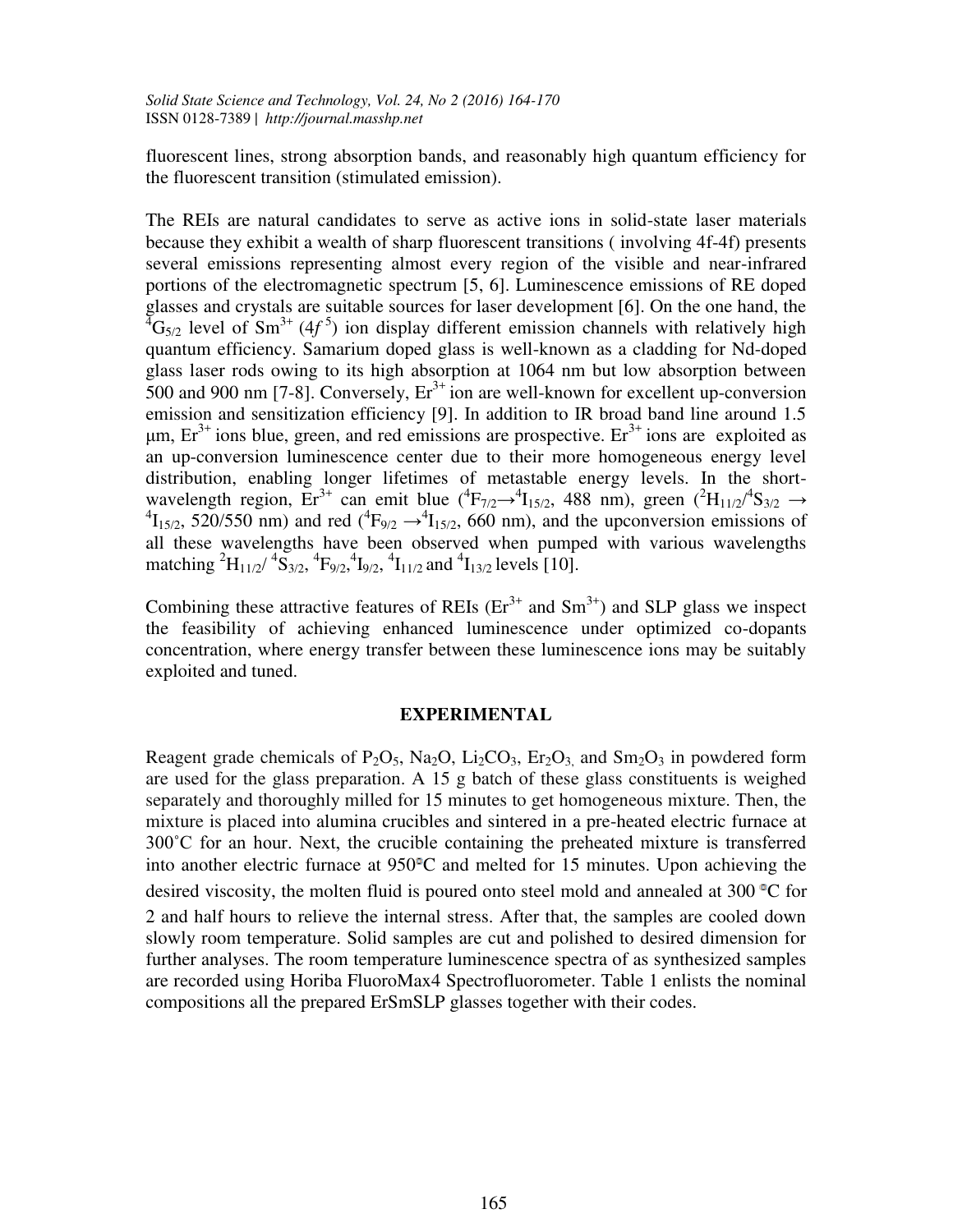fluorescent lines, strong absorption bands, and reasonably high quantum efficiency for the fluorescent transition (stimulated emission).

The REIs are natural candidates to serve as active ions in solid-state laser materials because they exhibit a wealth of sharp fluorescent transitions ( involving 4f-4f) presents several emissions representing almost every region of the visible and near-infrared portions of the electromagnetic spectrum [5, 6]. Luminescence emissions of RE doped glasses and crystals are suitable sources for laser development [6]. On the one hand, the $^4G_{5/2}$ level of $Sm^{3+}$ ($4f^5$) ion display different emission channels with relatively high quantum efficiency. Samarium doped glass is well-known as a cladding for Nd-doped glass laser rods owing to its high absorption at 1064 nm but low absorption between 500 and 900 nm [7-8]. Conversely, $Er^{3+}$ ion are well-known for excellent up-conversion emission and sensitization efficiency [9]. In addition to IR broad band line around 1.5 μm, $Er^{3+}$ ions blue, green, and red emissions are prospective. $Er^{3+}$ ions are exploited as an up-conversion luminescence center due to their more homogeneous energy level distribution, enabling longer lifetimes of metastable energy levels. In the short-wavelength region, $Er^{3+}$ can emit blue ($^4F_{7/2} \rightarrow {}^4I_{15/2}$, 488 nm), green ($^2H_{11/2}/{}^4S_{3/2} \rightarrow {}^4I_{15/2}$, 520/550 nm) and red ($^4F_{9/2} \rightarrow {}^4I_{15/2}$, 660 nm), and the upconversion emissions of all these wavelengths have been observed when pumped with various wavelengths matching $^2H_{11/2}/\,{}^4S_{3/2}$, $^4F_{9/2}$,$^4I_{9/2}$, $^4I_{11/2}$ and $^4I_{13/2}$ levels [10].

Combining these attractive features of REIs ($Er^{3+}$ and $Sm^{3+}$) and SLP glass we inspect the feasibility of achieving enhanced luminescence under optimized co-dopants concentration, where energy transfer between these luminescence ions may be suitably exploited and tuned.

## EXPERIMENTAL

Reagent grade chemicals of $P_2O_5$, $Na_2O$, $Li_2CO_3$, $Er_2O_3$, and $Sm_2O_3$ in powdered form are used for the glass preparation. A 15 g batch of these glass constituents is weighed separately and thoroughly milled for 15 minutes to get homogeneous mixture. Then, the mixture is placed into alumina crucibles and sintered in a pre-heated electric furnace at 300˚C for an hour. Next, the crucible containing the preheated mixture is transferred into another electric furnace at 950°C and melted for 15 minutes. Upon achieving the desired viscosity, the molten fluid is poured onto steel mold and annealed at 300 °C for 2 and half hours to relieve the internal stress. After that, the samples are cooled down slowly room temperature. Solid samples are cut and polished to desired dimension for further analyses. The room temperature luminescence spectra of as synthesized samples are recorded using Horiba FluoroMax4 Spectrofluorometer. Table 1 enlists the nominal compositions all the prepared ErSmSLP glasses together with their codes.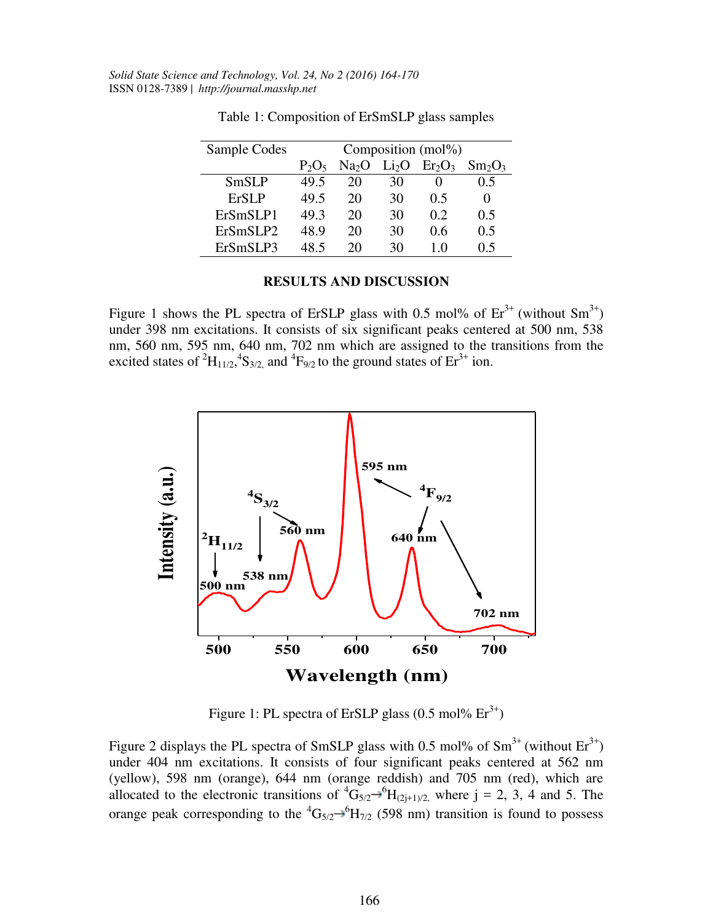Table 1: Composition of ErSmSLP glass samples

| Sample Codes | Composition (mol%) | | | | |
|---|---|---|---|---|---|
| | $P_2O_5$ | $Na_2O$ | $Li_2O$ | $Er_2O_3$ | $Sm_2O_3$ |
| SmSLP | 49.5 | 20 | 30 | 0 | 0.5 |
| ErSLP | 49.5 | 20 | 30 | 0.5 | 0 |
| ErSmSLP1 | 49.3 | 20 | 30 | 0.2 | 0.5 |
| ErSmSLP2 | 48.9 | 20 | 30 | 0.6 | 0.5 |
| ErSmSLP3 | 48.5 | 20 | 30 | 1.0 | 0.5 |

## RESULTS AND DISCUSSION

Figure 1 shows the PL spectra of ErSLP glass with 0.5 mol% of $Er^{3+}$ (without $Sm^{3+}$) under 398 nm excitations. It consists of six significant peaks centered at 500 nm, 538 nm, 560 nm, 595 nm, 640 nm, 702 nm which are assigned to the transitions from the excited states of $^2H_{11/2}$, $^4S_{3/2}$, and $^4F_{9/2}$ to the ground states of $Er^{3+}$ ion.

Figure 1: PL spectra of ErSLP glass (0.5 mol% $Er^{3+}$)

Figure 2 displays the PL spectra of SmSLP glass with 0.5 mol% of $Sm^{3+}$ (without $Er^{3+}$) under 404 nm excitations. It consists of four significant peaks centered at 562 nm (yellow), 598 nm (orange), 644 nm (orange reddish) and 705 nm (red), which are allocated to the electronic transitions of $^4G_{5/2} \rightarrow {}^6H_{(2j+1)/2}$, where j = 2, 3, 4 and 5. The orange peak corresponding to the $^4G_{5/2} \rightarrow {}^6H_{7/2}$ (598 nm) transition is found to possess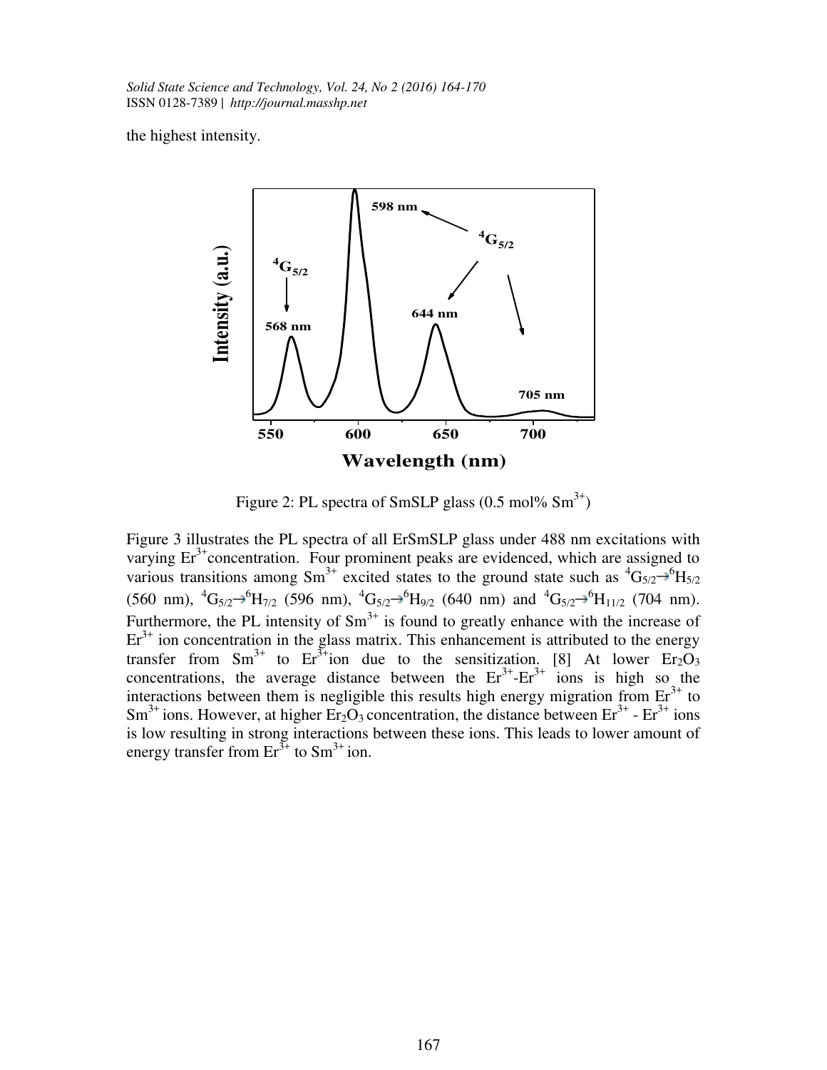the highest intensity.

Figure 2: PL spectra of SmSLP glass (0.5 mol% $Sm^{3+}$)

Figure 3 illustrates the PL spectra of all ErSmSLP glass under 488 nm excitations with varying $Er^{3+}$concentration. Four prominent peaks are evidenced, which are assigned to various transitions among $Sm^{3+}$ excited states to the ground state such as $^4G_{5/2} \rightarrow {}^6H_{5/2}$ (560 nm), $^4G_{5/2} \rightarrow {}^6H_{7/2}$ (596 nm), $^4G_{5/2} \rightarrow {}^6H_{9/2}$ (640 nm) and $^4G_{5/2} \rightarrow {}^6H_{11/2}$ (704 nm). Furthermore, the PL intensity of $Sm^{3+}$ is found to greatly enhance with the increase of $Er^{3+}$ ion concentration in the glass matrix. This enhancement is attributed to the energy transfer from $Sm^{3+}$ to $Er^{3+}$ion due to the sensitization. [8] At lower $Er_2O_3$ concentrations, the average distance between the $Er^{3+}$-$Er^{3+}$ ions is high so the interactions between them is negligible this results high energy migration from $Er^{3+}$ to $Sm^{3+}$ ions. However, at higher $Er_2O_3$ concentration, the distance between $Er^{3+}$ - $Er^{3+}$ ions is low resulting in strong interactions between these ions. This leads to lower amount of energy transfer from $Er^{3+}$ to $Sm^{3+}$ ion.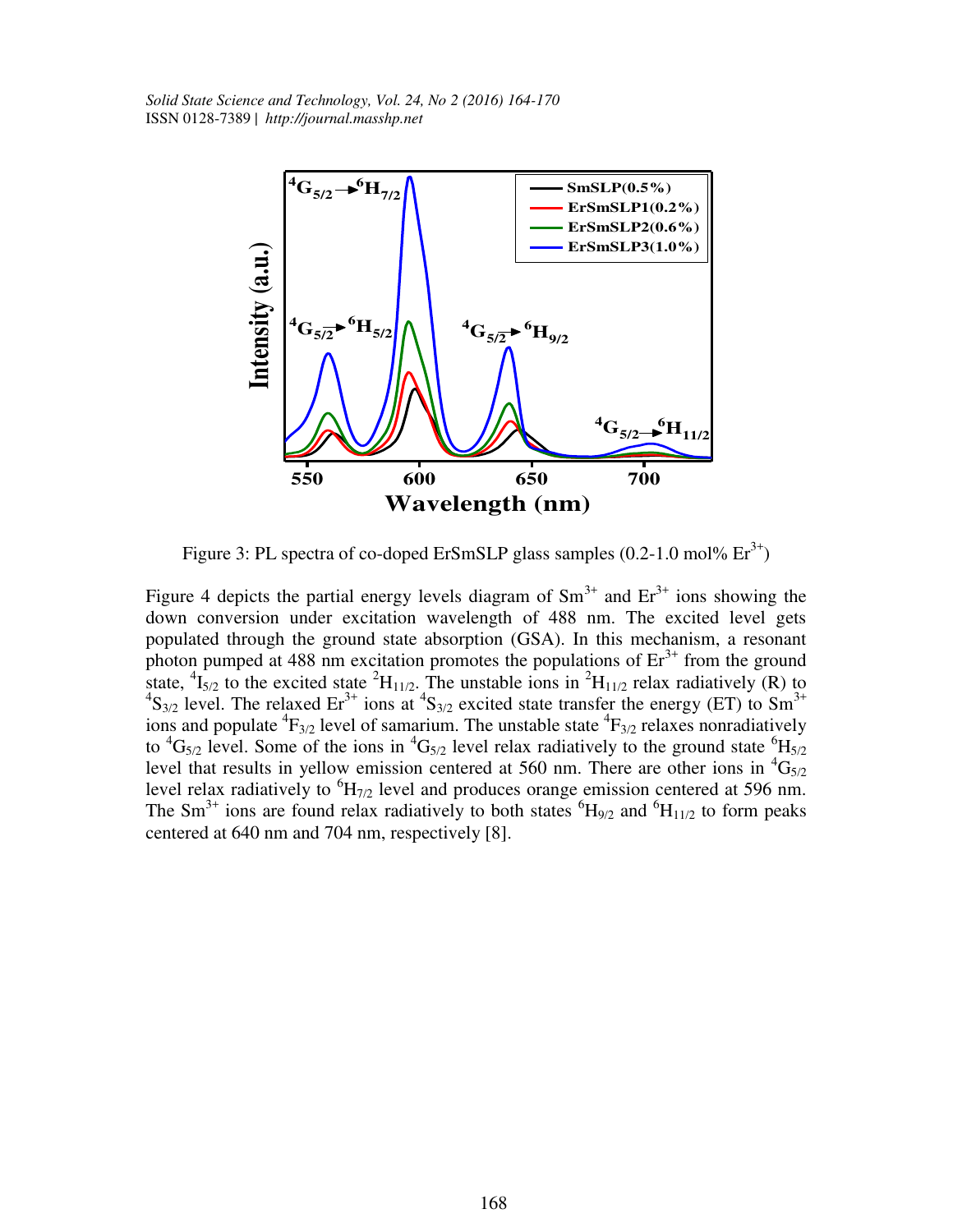Figure 3: PL spectra of co-doped ErSmSLP glass samples (0.2-1.0 mol% $Er^{3+}$)

Figure 4 depicts the partial energy levels diagram of $Sm^{3+}$ and $Er^{3+}$ ions showing the down conversion under excitation wavelength of 488 nm. The excited level gets populated through the ground state absorption (GSA). In this mechanism, a resonant photon pumped at 488 nm excitation promotes the populations of $Er^{3+}$ from the ground state, ${}^4I_{5/2}$ to the excited state ${}^2H_{11/2}$. The unstable ions in ${}^2H_{11/2}$ relax radiatively (R) to ${}^4S_{3/2}$ level. The relaxed $Er^{3+}$ ions at ${}^4S_{3/2}$ excited state transfer the energy (ET) to $Sm^{3+}$ ions and populate ${}^4F_{3/2}$ level of samarium. The unstable state ${}^4F_{3/2}$ relaxes nonradiatively to ${}^4G_{5/2}$ level. Some of the ions in ${}^4G_{5/2}$ level relax radiatively to the ground state ${}^6H_{5/2}$ level that results in yellow emission centered at 560 nm. There are other ions in ${}^4G_{5/2}$ level relax radiatively to ${}^6H_{7/2}$ level and produces orange emission centered at 596 nm. The $Sm^{3+}$ ions are found relax radiatively to both states ${}^6H_{9/2}$ and ${}^6H_{11/2}$ to form peaks centered at 640 nm and 704 nm, respectively [8].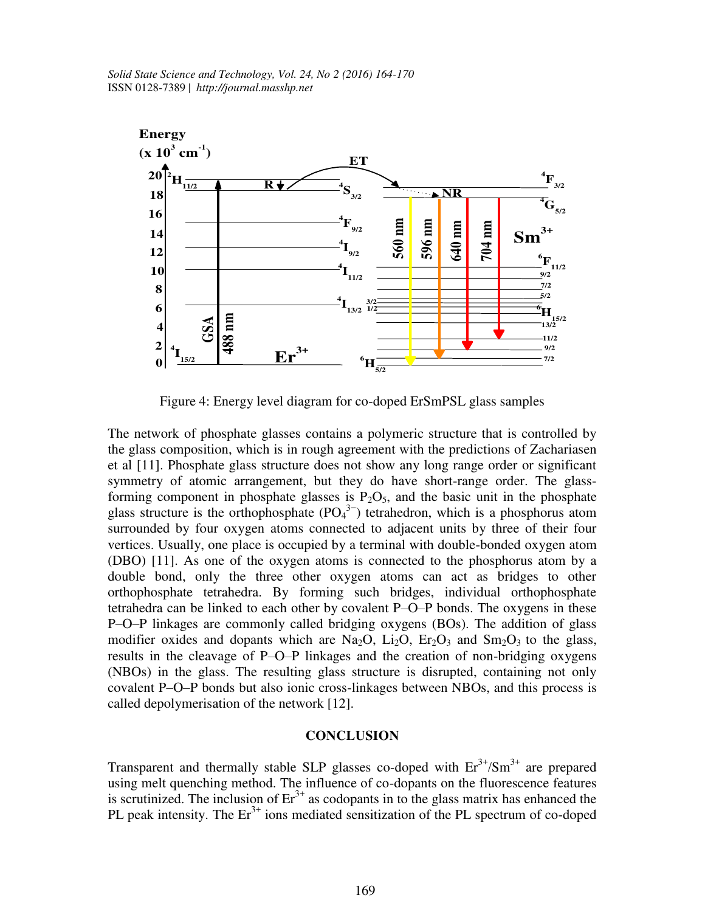Figure 4: Energy level diagram for co-doped ErSmPSL glass samples

The network of phosphate glasses contains a polymeric structure that is controlled by the glass composition, which is in rough agreement with the predictions of Zachariasen et al [11]. Phosphate glass structure does not show any long range order or significant symmetry of atomic arrangement, but they do have short-range order. The glass-forming component in phosphate glasses is $P_2O_5$, and the basic unit in the phosphate glass structure is the orthophosphate ($PO_4^{3-}$) tetrahedron, which is a phosphorus atom surrounded by four oxygen atoms connected to adjacent units by three of their four vertices. Usually, one place is occupied by a terminal with double-bonded oxygen atom (DBO) [11]. As one of the oxygen atoms is connected to the phosphorus atom by a double bond, only the three other oxygen atoms can act as bridges to other orthophosphate tetrahedra. By forming such bridges, individual orthophosphate tetrahedra can be linked to each other by covalent P–O–P bonds. The oxygens in these P–O–P linkages are commonly called bridging oxygens (BOs). The addition of glass modifier oxides and dopants which are $Na_2O$, $Li_2O$, $Er_2O_3$ and $Sm_2O_3$ to the glass, results in the cleavage of P–O–P linkages and the creation of non-bridging oxygens (NBOs) in the glass. The resulting glass structure is disrupted, containing not only covalent P–O–P bonds but also ionic cross-linkages between NBOs, and this process is called depolymerisation of the network [12].

## CONCLUSION

Transparent and thermally stable SLP glasses co-doped with $Er^{3+}$/$Sm^{3+}$ are prepared using melt quenching method. The influence of co-dopants on the fluorescence features is scrutinized. The inclusion of $Er^{3+}$ as codopants in to the glass matrix has enhanced the PL peak intensity. The $Er^{3+}$ ions mediated sensitization of the PL spectrum of co-doped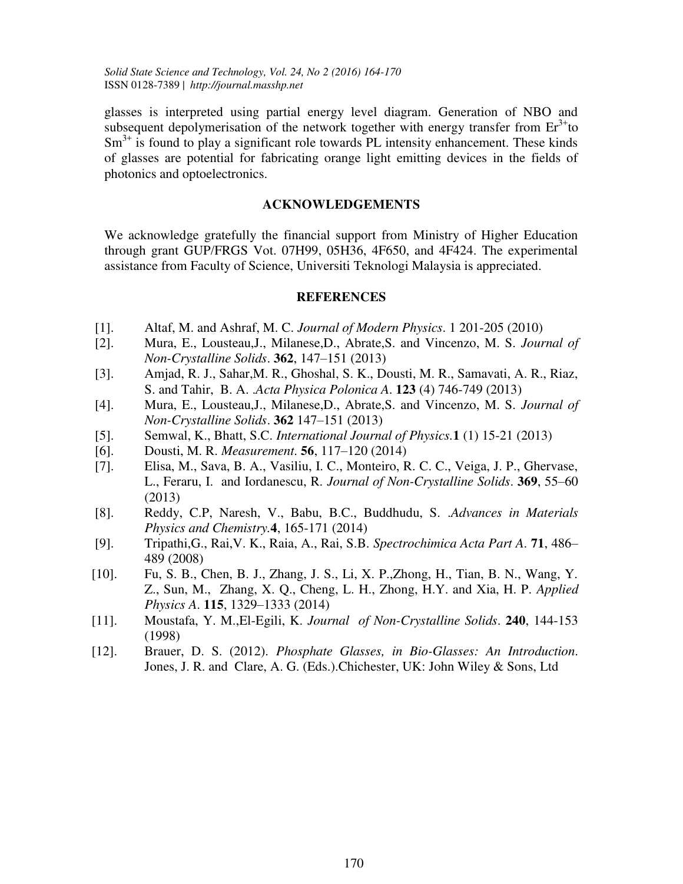glasses is interpreted using partial energy level diagram. Generation of NBO and subsequent depolymerisation of the network together with energy transfer from $Er^{3+}$ to $Sm^{3+}$ is found to play a significant role towards PL intensity enhancement. These kinds of glasses are potential for fabricating orange light emitting devices in the fields of photonics and optoelectronics.

## ACKNOWLEDGEMENTS

We acknowledge gratefully the financial support from Ministry of Higher Education through grant GUP/FRGS Vot. 07H99, 05H36, 4F650, and 4F424. The experimental assistance from Faculty of Science, Universiti Teknologi Malaysia is appreciated.

## REFERENCES

[1]. Altaf, M. and Ashraf, M. C. *Journal of Modern Physics*. 1 201-205 (2010)

[2]. Mura, E., Lousteau,J., Milanese,D., Abrate,S. and Vincenzo, M. S. *Journal of Non-Crystalline Solids*. **362**, 147–151 (2013)

[3]. Amjad, R. J., Sahar,M. R., Ghoshal, S. K., Dousti, M. R., Samavati, A. R., Riaz, S. and Tahir, B. A. .*Acta Physica Polonica A*. **123** (4) 746-749 (2013)

[4]. Mura, E., Lousteau,J., Milanese,D., Abrate,S. and Vincenzo, M. S. *Journal of Non-Crystalline Solids*. **362** 147–151 (2013)

[5]. Semwal, K., Bhatt, S.C. *International Journal of Physics*.**1** (1) 15-21 (2013)

[6]. Dousti, M. R. *Measurement*. **56**, 117–120 (2014)

[7]. Elisa, M., Sava, B. A., Vasiliu, I. C., Monteiro, R. C. C., Veiga, J. P., Ghervase, L., Feraru, I. and Iordanescu, R. *Journal of Non-Crystalline Solids*. **369**, 55–60 (2013)

[8]. Reddy, C.P, Naresh, V., Babu, B.C., Buddhudu, S. .*Advances in Materials Physics and Chemistry*.**4**, 165-171 (2014)

[9]. Tripathi,G., Rai,V. K., Raia, A., Rai, S.B. *Spectrochimica Acta Part A*. **71**, 486–489 (2008)

[10]. Fu, S. B., Chen, B. J., Zhang, J. S., Li, X. P.,Zhong, H., Tian, B. N., Wang, Y. Z., Sun, M., Zhang, X. Q., Cheng, L. H., Zhong, H.Y. and Xia, H. P. *Applied Physics A*. **115**, 1329–1333 (2014)

[11]. Moustafa, Y. M.,El-Egili, K. *Journal of Non-Crystalline Solids*. **240**, 144-153 (1998)

[12]. Brauer, D. S. (2012). *Phosphate Glasses, in Bio-Glasses: An Introduction*. Jones, J. R. and Clare, A. G. (Eds.).Chichester, UK: John Wiley & Sons, Ltd